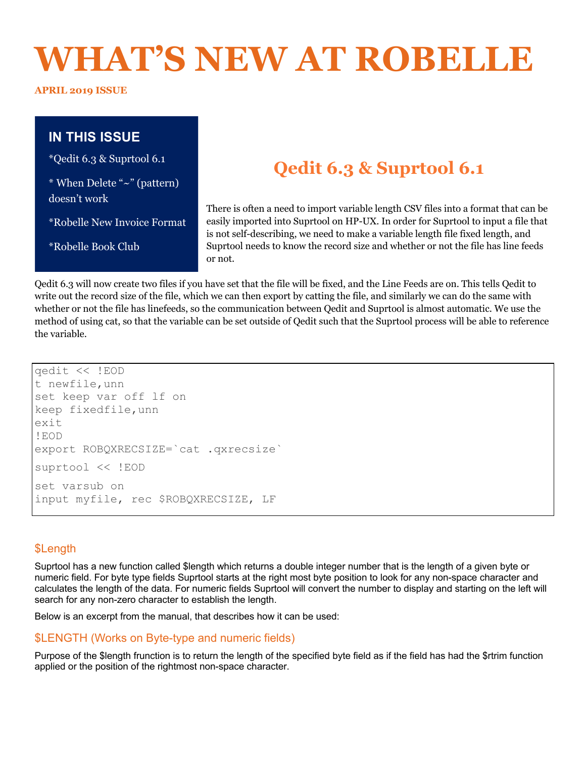# WHAT'S NEW AT ROBELLE

**APRIL 2019 ISSUE**

## IN THIS ISSUE

*Qedit 6.3 & Suprtool 6.1

* When Delete "~" (pattern) doesn't work

*Robelle New Invoice Format

*Robelle Book Club

## Qedit 6.3 & Suprtool 6.1

There is often a need to import variable length CSV files into a format that can be easily imported into Suprtool on HP-UX. In order for Suprtool to input a file that is not self-describing, we need to make a variable length file fixed length, and Suprtool needs to know the record size and whether or not the file has line feeds or not.

Qedit 6.3 will now create two files if you have set that the file will be fixed, and the Line Feeds are on. This tells Qedit to write out the record size of the file, which we can then export by catting the file, and similarly we can do the same with whether or not the file has linefeeds, so the communication between Qedit and Suprtool is almost automatic. We use the method of using cat, so that the variable can be set outside of Qedit such that the Suprtool process will be able to reference the variable.

```
qedit << !EOD
t newfile,unn
set keep var off lf on
keep fixedfile,unn
exit
!EOD
export ROBQXRECSIZE=`cat .qxrecsize`
suprtool << !EOD
set varsub on
input myfile, rec $ROBQXRECSIZE, LF
```

### $Length

Suprtool has a new function called $length which returns a double integer number that is the length of a given byte or numeric field. For byte type fields Suprtool starts at the right most byte position to look for any non-space character and calculates the length of the data. For numeric fields Suprtool will convert the number to display and starting on the left will search for any non-zero character to establish the length.

Below is an excerpt from the manual, that describes how it can be used:

### $LENGTH (Works on Byte-type and numeric fields)

Purpose of the $length function is to return the length of the specified byte field as if the field has had the $rtrim function applied or the position of the rightmost non-space character.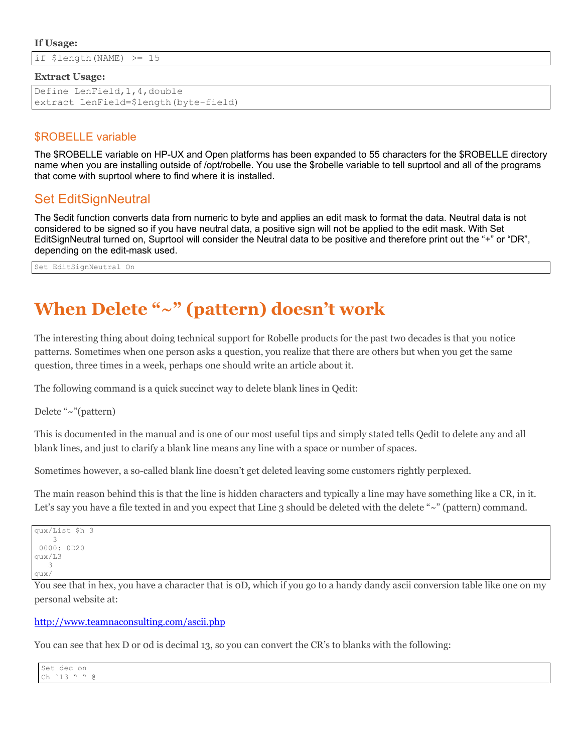**If Usage:**

```
if $length(NAME) >= 15
```

**Extract Usage:**

```
Define LenField,1,4,double
extract LenField=$length(byte-field)
```

## $ROBELLE variable

The $ROBELLE variable on HP-UX and Open platforms has been expanded to 55 characters for the $ROBELLE directory name when you are installing outside of /opt/robelle. You use the $robelle variable to tell suprtool and all of the programs that come with suprtool where to find where it is installed.

## Set EditSignNeutral

The $edit function converts data from numeric to byte and applies an edit mask to format the data. Neutral data is not considered to be signed so if you have neutral data, a positive sign will not be applied to the edit mask. With Set EditSignNeutral turned on, Suprtool will consider the Neutral data to be positive and therefore print out the "+" or "DR", depending on the edit-mask used.

```
Set EditSignNeutral On
```

# When Delete "~" (pattern) doesn't work

The interesting thing about doing technical support for Robelle products for the past two decades is that you notice patterns. Sometimes when one person asks a question, you realize that there are others but when you get the same question, three times in a week, perhaps one should write an article about it.

The following command is a quick succinct way to delete blank lines in Qedit:

Delete "~"(pattern)

This is documented in the manual and is one of our most useful tips and simply stated tells Qedit to delete any and all blank lines, and just to clarify a blank line means any line with a space or number of spaces.

Sometimes however, a so-called blank line doesn't get deleted leaving some customers rightly perplexed.

The main reason behind this is that the line is hidden characters and typically a line may have something like a CR, in it. Let's say you have a file texted in and you expect that Line 3 should be deleted with the delete "~" (pattern) command.

```
qux/List $h 3
    3
 0000: 0D20
qux/L3
   3
qux/
```

You see that in hex, you have a character that is 0D, which if you go to a handy dandy ascii conversion table like one on my personal website at:

http://www.teamnaconsulting.com/ascii.php

You can see that hex D or 0d is decimal 13, so you can convert the CR's to blanks with the following:

```
Set dec on
Ch `13 " " @
```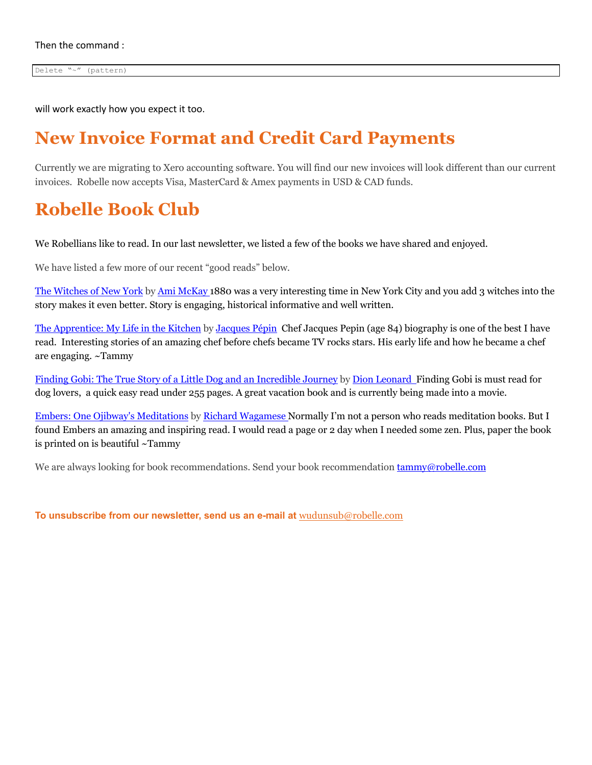Then the command :

```
Delete "~" (pattern)
```

will work exactly how you expect it too.

## New Invoice Format and Credit Card Payments

Currently we are migrating to Xero accounting software. You will find our new invoices will look different than our current invoices. Robelle now accepts Visa, MasterCard & Amex payments in USD & CAD funds.

## Robelle Book Club

We Robellians like to read. In our last newsletter, we listed a few of the books we have shared and enjoyed.

We have listed a few more of our recent "good reads" below.

The Witches of New York by Ami McKay 1880 was a very interesting time in New York City and you add 3 witches into the story makes it even better. Story is engaging, historical informative and well written.

The Apprentice: My Life in the Kitchen by Jacques Pépin Chef Jacques Pepin (age 84) biography is one of the best I have read. Interesting stories of an amazing chef before chefs became TV rocks stars. His early life and how he became a chef are engaging. ~Tammy

Finding Gobi: The True Story of a Little Dog and an Incredible Journey by Dion Leonard Finding Gobi is must read for dog lovers, a quick easy read under 255 pages. A great vacation book and is currently being made into a movie.

Embers: One Ojibway's Meditations by Richard Wagamese Normally I'm not a person who reads meditation books. But I found Embers an amazing and inspiring read. I would read a page or 2 day when I needed some zen. Plus, paper the book is printed on is beautiful ~Tammy

We are always looking for book recommendations. Send your book recommendation tammy@robelle.com

**To unsubscribe from our newsletter, send us an e-mail at** wudunsub@robelle.com